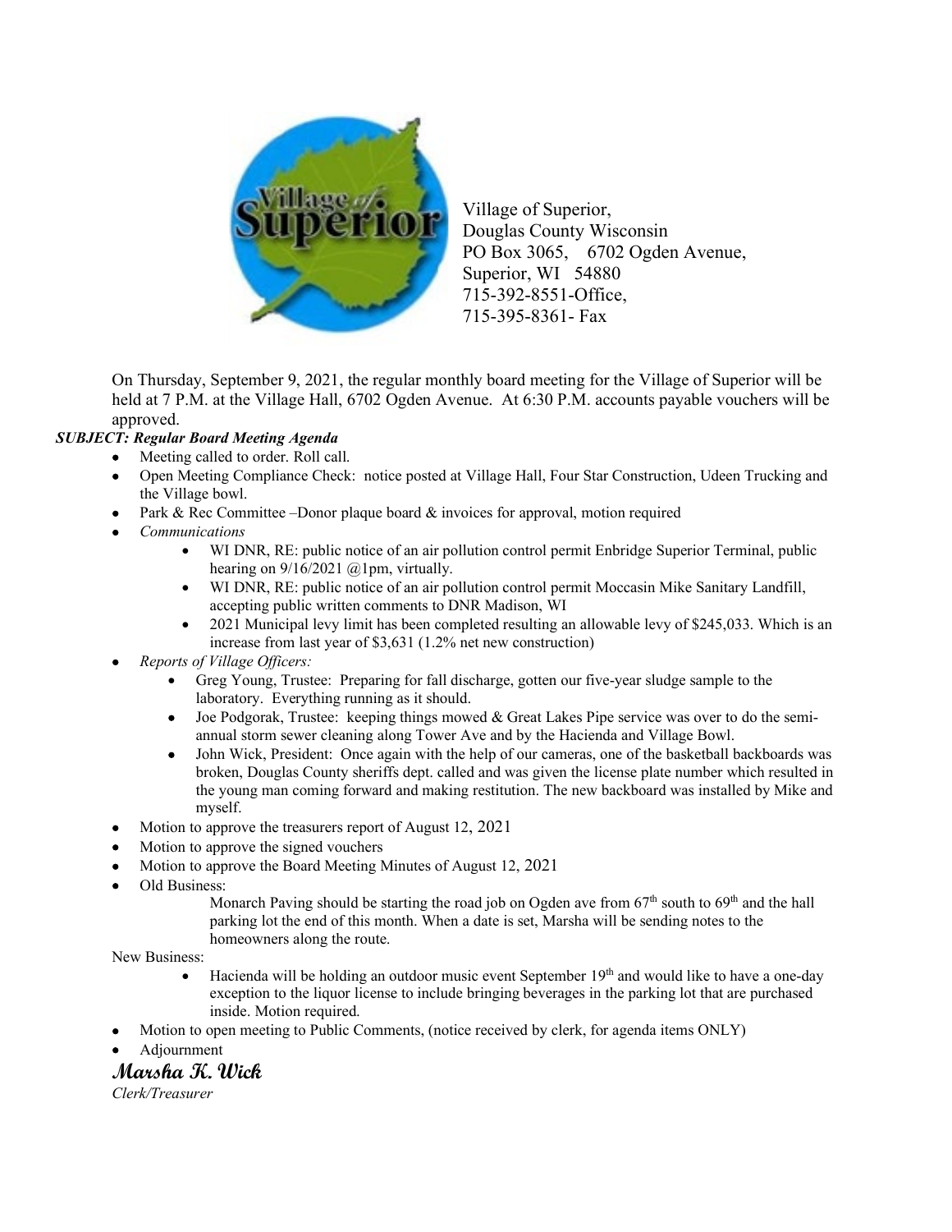Village of Superior,
Douglas County Wisconsin
PO Box 3065, 6702 Ogden Avenue,
Superior, WI 54880
715-392-8551-Office,
715-395-8361- Fax

On Thursday, September 9, 2021, the regular monthly board meeting for the Village of Superior will be held at 7 P.M. at the Village Hall, 6702 Ogden Avenue. At 6:30 P.M. accounts payable vouchers will be approved.

***SUBJECT: Regular Board Meeting Agenda***

- Meeting called to order. Roll call.
- Open Meeting Compliance Check: notice posted at Village Hall, Four Star Construction, Udeen Trucking and the Village bowl.
- Park & Rec Committee –Donor plaque board & invoices for approval, motion required
- *Communications*
    - WI DNR, RE: public notice of an air pollution control permit Enbridge Superior Terminal, public hearing on 9/16/2021 @1pm, virtually.
    - WI DNR, RE: public notice of an air pollution control permit Moccasin Mike Sanitary Landfill, accepting public written comments to DNR Madison, WI
    - 2021 Municipal levy limit has been completed resulting an allowable levy of $245,033. Which is an increase from last year of $3,631 (1.2% net new construction)
- *Reports of Village Officers:*
    - Greg Young, Trustee: Preparing for fall discharge, gotten our five-year sludge sample to the laboratory. Everything running as it should.
    - Joe Podgorak, Trustee: keeping things mowed & Great Lakes Pipe service was over to do the semi-annual storm sewer cleaning along Tower Ave and by the Hacienda and Village Bowl.
    - John Wick, President: Once again with the help of our cameras, one of the basketball backboards was broken, Douglas County sheriffs dept. called and was given the license plate number which resulted in the young man coming forward and making restitution. The new backboard was installed by Mike and myself.
- Motion to approve the treasurers report of August 12, 2021
- Motion to approve the signed vouchers
- Motion to approve the Board Meeting Minutes of August 12, 2021
- Old Business:

    Monarch Paving should be starting the road job on Ogden ave from 67th south to 69th and the hall parking lot the end of this month. When a date is set, Marsha will be sending notes to the homeowners along the route.

New Business:

- Hacienda will be holding an outdoor music event September 19th and would like to have a one-day exception to the liquor license to include bringing beverages in the parking lot that are purchased inside. Motion required.

- Motion to open meeting to Public Comments, (notice received by clerk, for agenda items ONLY)
- Adjournment

**Marsha K. Wick**
*Clerk/Treasurer*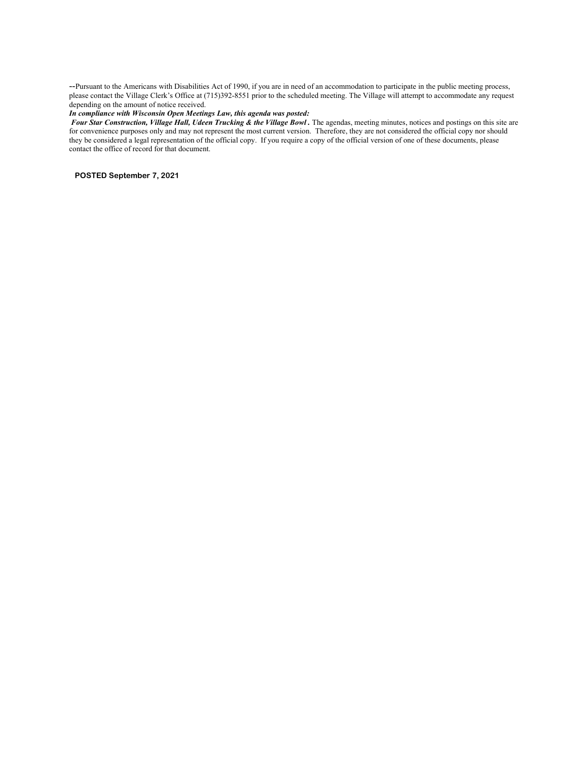--Pursuant to the Americans with Disabilities Act of 1990, if you are in need of an accommodation to participate in the public meeting process, please contact the Village Clerk's Office at (715)392-8551 prior to the scheduled meeting. The Village will attempt to accommodate any request depending on the amount of notice received.

***In compliance with Wisconsin Open Meetings Law, this agenda was posted:***

***Four Star Construction, Village Hall, Udeen Trucking & the Village Bowl*.** The agendas, meeting minutes, notices and postings on this site are for convenience purposes only and may not represent the most current version. Therefore, they are not considered the official copy nor should they be considered a legal representation of the official copy. If you require a copy of the official version of one of these documents, please contact the office of record for that document.

**POSTED September 7, 2021**